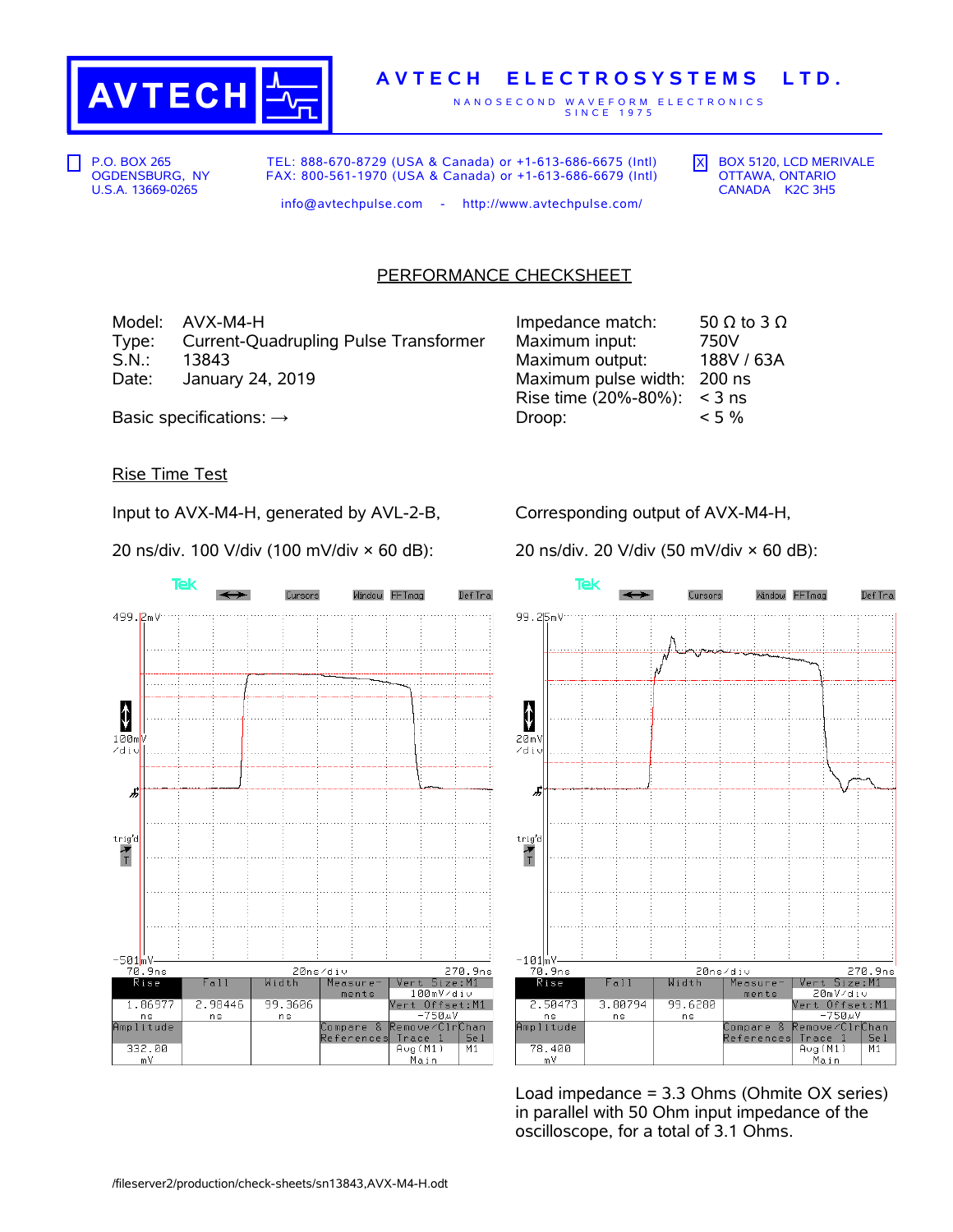# AVTECH ELECTROSYSTEMS LTD.

NANOSECOND WAVEFORM ELECTRONICS
SINCE 1975

☐ P.O. BOX 265
OGDENSBURG, NY
U.S.A. 13669-0265

TEL: 888-670-8729 (USA & Canada) or +1-613-686-6675 (Intl)
FAX: 800-561-1970 (USA & Canada) or +1-613-686-6679 (Intl)

info@avtechpulse.com - http://www.avtechpulse.com/

☒ BOX 5120, LCD MERIVALE
OTTAWA, ONTARIO
CANADA K2C 3H5

## PERFORMANCE CHECKSHEET

Model: AVX-M4-H
Type: Current-Quadrupling Pulse Transformer
S.N.: 13843
Date: January 24, 2019

Basic specifications: →

| | |
|---|---|
| Impedance match: | 50 Ω to 3 Ω |
| Maximum input: | 750V |
| Maximum output: | 188V / 63A |
| Maximum pulse width: | 200 ns |
| Rise time (20%-80%): | < 3 ns |
| Droop: | < 5 % |

### Rise Time Test

Input to AVX-M4-H, generated by AVL-2-B,

20 ns/div. 100 V/div (100 mV/div × 60 dB):

Tek
Cursors Window FFTmag DefTra
499.2mV
100mV /div
trig'd T
-501mV
70.9ns 20ns/div 270.9ns
Rise 1.86977 ns
Fall 2.98446 ns
Width 99.3606 ns
Measure-ments
Vert Size:M1 100mV/div
Vert Offset:M1 -750µV
Amplitude 332.80 mV
Compare & References
Remove/Clr Trace 1
Chan Sel
Avg(M1) Main
M1

Corresponding output of AVX-M4-H,

20 ns/div. 20 V/div (50 mV/div × 60 dB):

Tek
Cursors Window FFTmag DefTra
99.25mV
20mV /div
trig'd T
-101mV
70.9ns 20ns/div 270.9ns
Rise 2.50473 ns
Fall 3.80794 ns
Width 99.6280 ns
Measure-ments
Vert Size:M1 20mV/div
Vert Offset:M1 -750µV
Amplitude 78.400 mV
Compare & References
Remove/Clr Trace 1
Chan Sel
Avg(M1) Main
M1

Load impedance = 3.3 Ohms (Ohmite OX series) in parallel with 50 Ohm input impedance of the oscilloscope, for a total of 3.1 Ohms.

/fileserver2/production/check-sheets/sn13843,AVX-M4-H.odt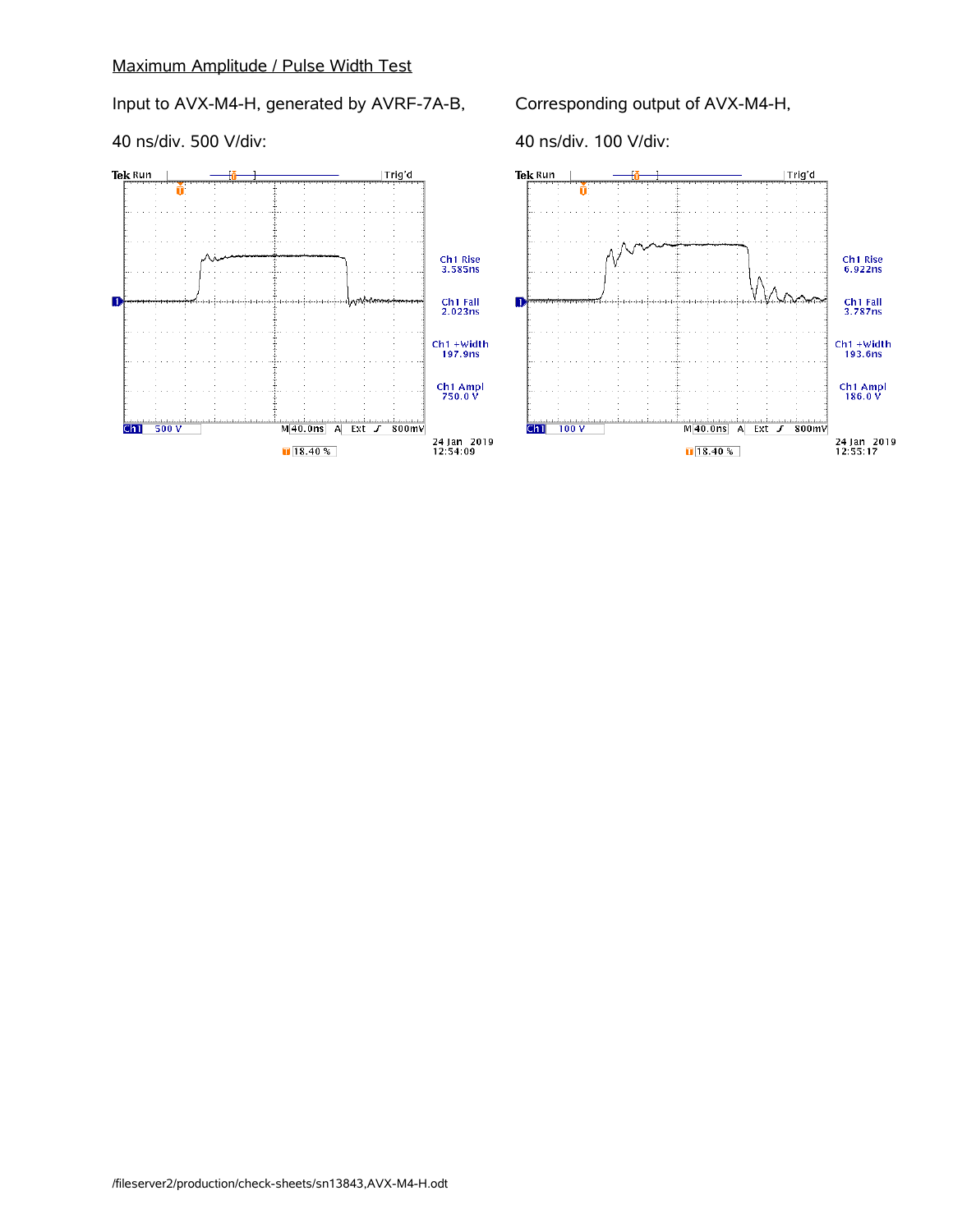Maximum Amplitude / Pulse Width Test

Input to AVX-M4-H, generated by AVRF-7A-B,

40 ns/div. 500 V/div:

Tek Run

Trig'd

Ch1 Rise
3.585ns

Ch1 Fall
2.023ns

Ch1 +Width
197.9ns

Ch1 Ampl
750.0 V

Ch1 500 V M 40.0ns A Ext ∫ 800mV

18.40 %

24 Jan 2019
12:54:09

Corresponding output of AVX-M4-H,

40 ns/div. 100 V/div:

Tek Run

Trig'd

Ch1 Rise
6.922ns

Ch1 Fall
3.787ns

Ch1 +Width
193.6ns

Ch1 Ampl
186.0 V

Ch1 100 V M 40.0ns A Ext ∫ 800mV

18.40 %

24 Jan 2019
12:55:17

/fileserver2/production/check-sheets/sn13843,AVX-M4-H.odt